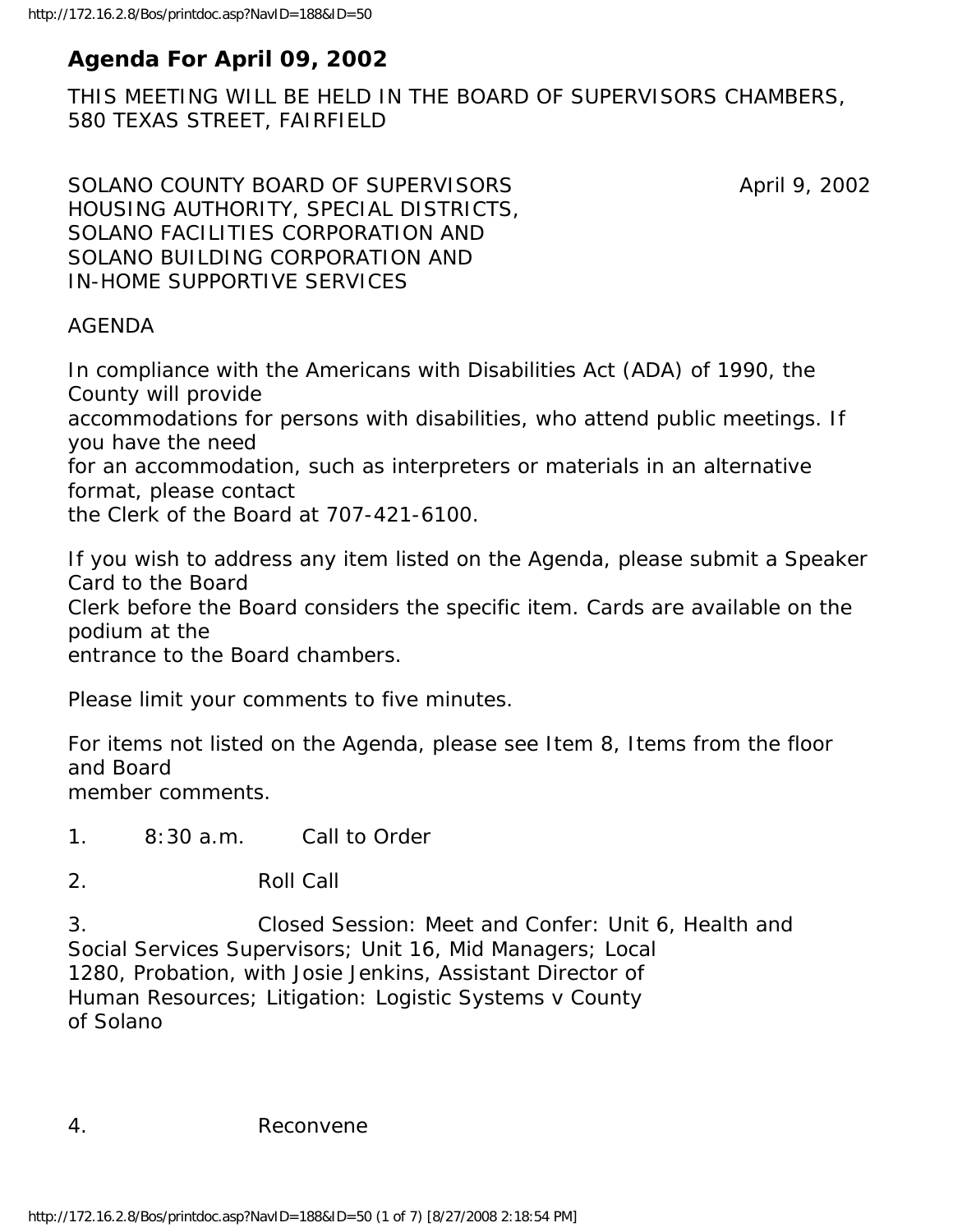# Agenda For April 09, 2002

THIS MEETING WILL BE HELD IN THE BOARD OF SUPERVISORS CHAMBERS, 580 TEXAS STREET, FAIRFIELD

SOLANO COUNTY BOARD OF SUPERVISORS April 9, 2002
HOUSING AUTHORITY, SPECIAL DISTRICTS,
SOLANO FACILITIES CORPORATION AND
SOLANO BUILDING CORPORATION AND
IN-HOME SUPPORTIVE SERVICES

AGENDA

In compliance with the Americans with Disabilities Act (ADA) of 1990, the County will provide accommodations for persons with disabilities, who attend public meetings. If you have the need for an accommodation, such as interpreters or materials in an alternative format, please contact the Clerk of the Board at 707-421-6100.

If you wish to address any item listed on the Agenda, please submit a Speaker Card to the Board Clerk before the Board considers the specific item. Cards are available on the podium at the entrance to the Board chambers.

Please limit your comments to five minutes.

For items not listed on the Agenda, please see Item 8, Items from the floor and Board member comments.

1. 8:30 a.m. Call to Order

2. Roll Call

3. Closed Session: Meet and Confer: Unit 6, Health and Social Services Supervisors; Unit 16, Mid Managers; Local 1280, Probation, with Josie Jenkins, Assistant Director of Human Resources; Litigation: Logistic Systems v County of Solano

4. Reconvene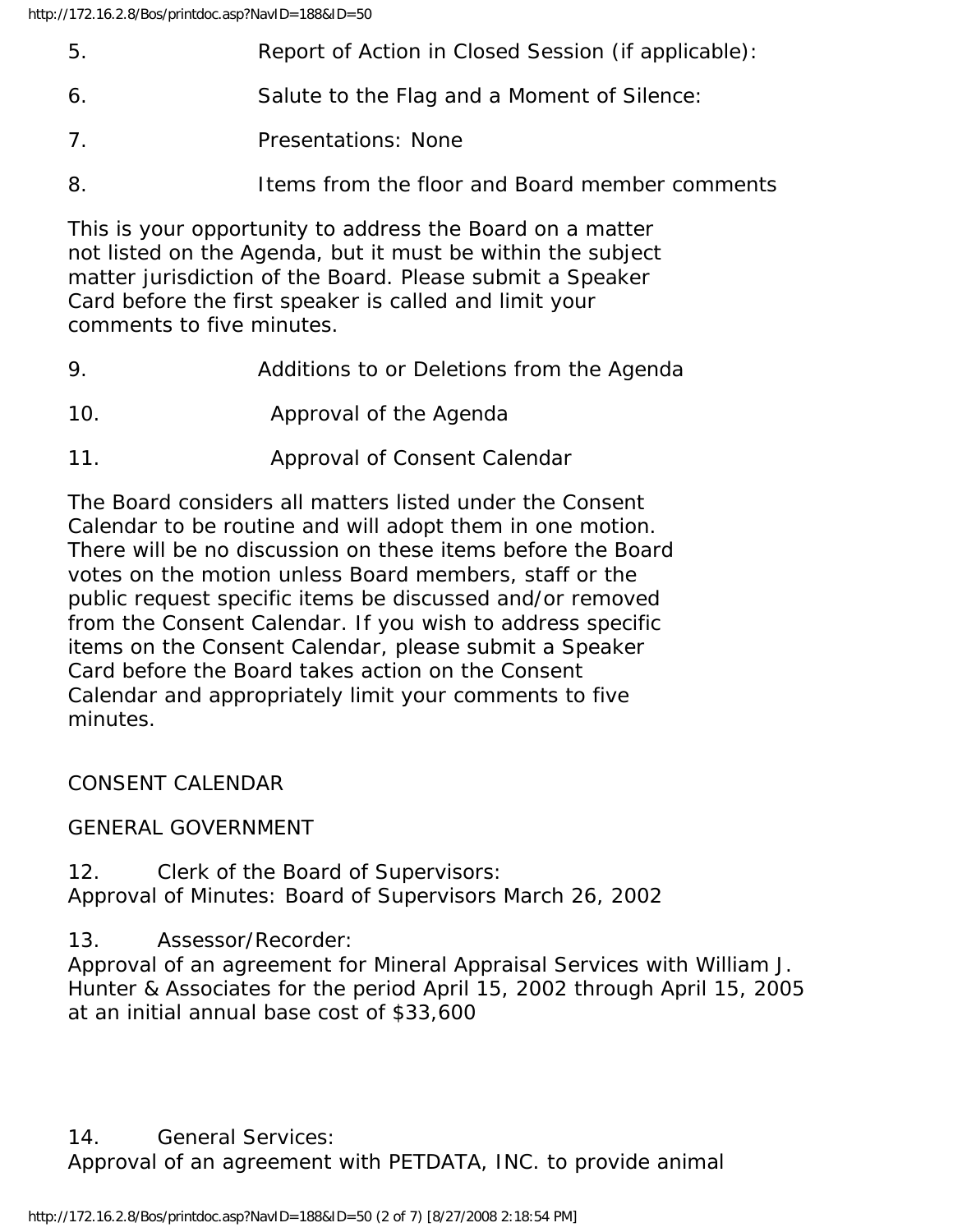5. Report of Action in Closed Session (if applicable):

6. Salute to the Flag and a Moment of Silence:

7. Presentations: None

8. Items from the floor and Board member comments

This is your opportunity to address the Board on a matter not listed on the Agenda, but it must be within the subject matter jurisdiction of the Board. Please submit a Speaker Card before the first speaker is called and limit your comments to five minutes.

9. Additions to or Deletions from the Agenda

10. Approval of the Agenda

11. Approval of Consent Calendar

The Board considers all matters listed under the Consent Calendar to be routine and will adopt them in one motion. There will be no discussion on these items before the Board votes on the motion unless Board members, staff or the public request specific items be discussed and/or removed from the Consent Calendar. If you wish to address specific items on the Consent Calendar, please submit a Speaker Card before the Board takes action on the Consent Calendar and appropriately limit your comments to five minutes.

CONSENT CALENDAR

GENERAL GOVERNMENT

12. Clerk of the Board of Supervisors:
Approval of Minutes: Board of Supervisors March 26, 2002

13. Assessor/Recorder:
Approval of an agreement for Mineral Appraisal Services with William J. Hunter & Associates for the period April 15, 2002 through April 15, 2005 at an initial annual base cost of $33,600

14. General Services:
Approval of an agreement with PETDATA, INC. to provide animal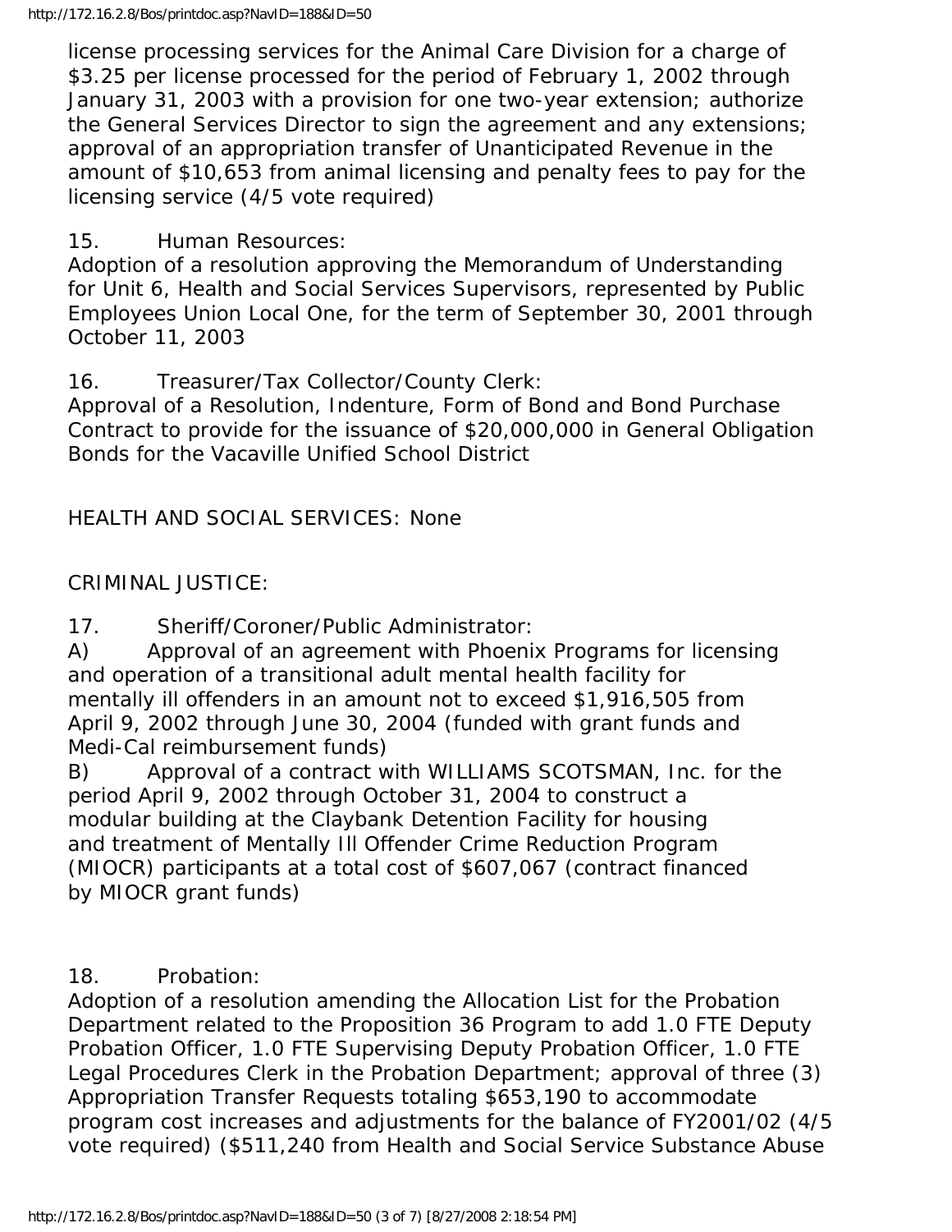license processing services for the Animal Care Division for a charge of $3.25 per license processed for the period of February 1, 2002 through January 31, 2003 with a provision for one two-year extension; authorize the General Services Director to sign the agreement and any extensions; approval of an appropriation transfer of Unanticipated Revenue in the amount of $10,653 from animal licensing and penalty fees to pay for the licensing service (4/5 vote required)

15. Human Resources:
Adoption of a resolution approving the Memorandum of Understanding for Unit 6, Health and Social Services Supervisors, represented by Public Employees Union Local One, for the term of September 30, 2001 through October 11, 2003

16. Treasurer/Tax Collector/County Clerk:
Approval of a Resolution, Indenture, Form of Bond and Bond Purchase Contract to provide for the issuance of $20,000,000 in General Obligation Bonds for the Vacaville Unified School District

HEALTH AND SOCIAL SERVICES: None

CRIMINAL JUSTICE:

17. Sheriff/Coroner/Public Administrator:
A) Approval of an agreement with Phoenix Programs for licensing and operation of a transitional adult mental health facility for mentally ill offenders in an amount not to exceed $1,916,505 from April 9, 2002 through June 30, 2004 (funded with grant funds and Medi-Cal reimbursement funds)
B) Approval of a contract with WILLIAMS SCOTSMAN, Inc. for the period April 9, 2002 through October 31, 2004 to construct a modular building at the Claybank Detention Facility for housing and treatment of Mentally Ill Offender Crime Reduction Program (MIOCR) participants at a total cost of $607,067 (contract financed by MIOCR grant funds)

18. Probation:
Adoption of a resolution amending the Allocation List for the Probation Department related to the Proposition 36 Program to add 1.0 FTE Deputy Probation Officer, 1.0 FTE Supervising Deputy Probation Officer, 1.0 FTE Legal Procedures Clerk in the Probation Department; approval of three (3) Appropriation Transfer Requests totaling $653,190 to accommodate program cost increases and adjustments for the balance of FY2001/02 (4/5 vote required) ($511,240 from Health and Social Service Substance Abuse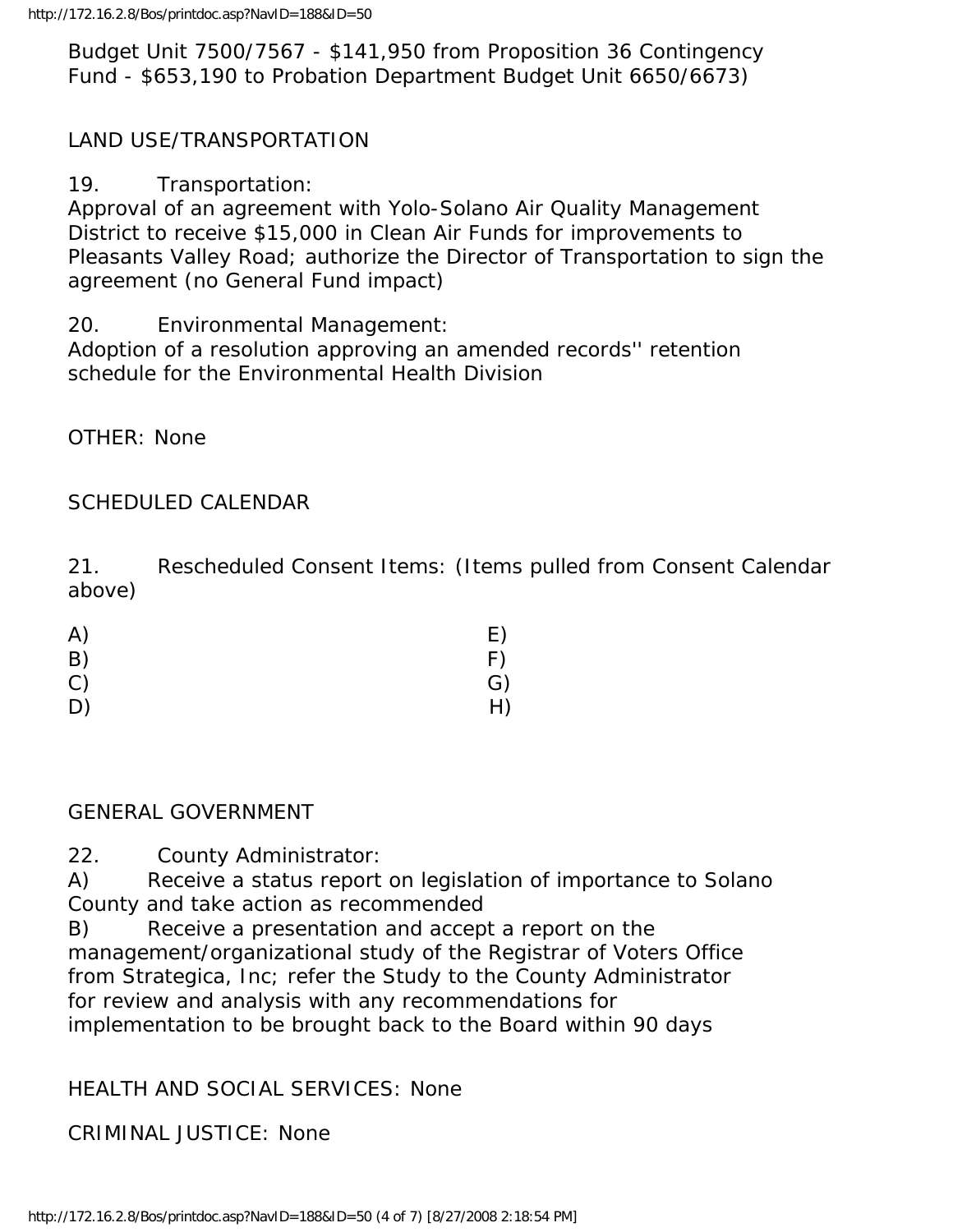Budget Unit 7500/7567 - $141,950 from Proposition 36 Contingency Fund - $653,190 to Probation Department Budget Unit 6650/6673)

LAND USE/TRANSPORTATION

19. Transportation:
Approval of an agreement with Yolo-Solano Air Quality Management District to receive $15,000 in Clean Air Funds for improvements to Pleasants Valley Road; authorize the Director of Transportation to sign the agreement (no General Fund impact)

20. Environmental Management:
Adoption of a resolution approving an amended records'' retention schedule for the Environmental Health Division

OTHER: None

SCHEDULED CALENDAR

21. Rescheduled Consent Items: (Items pulled from Consent Calendar above)

A) E)
B) F)
C) G)
D) H)

GENERAL GOVERNMENT

22. County Administrator:
A) Receive a status report on legislation of importance to Solano County and take action as recommended
B) Receive a presentation and accept a report on the management/organizational study of the Registrar of Voters Office from Strategica, Inc; refer the Study to the County Administrator for review and analysis with any recommendations for implementation to be brought back to the Board within 90 days

HEALTH AND SOCIAL SERVICES: None

CRIMINAL JUSTICE: None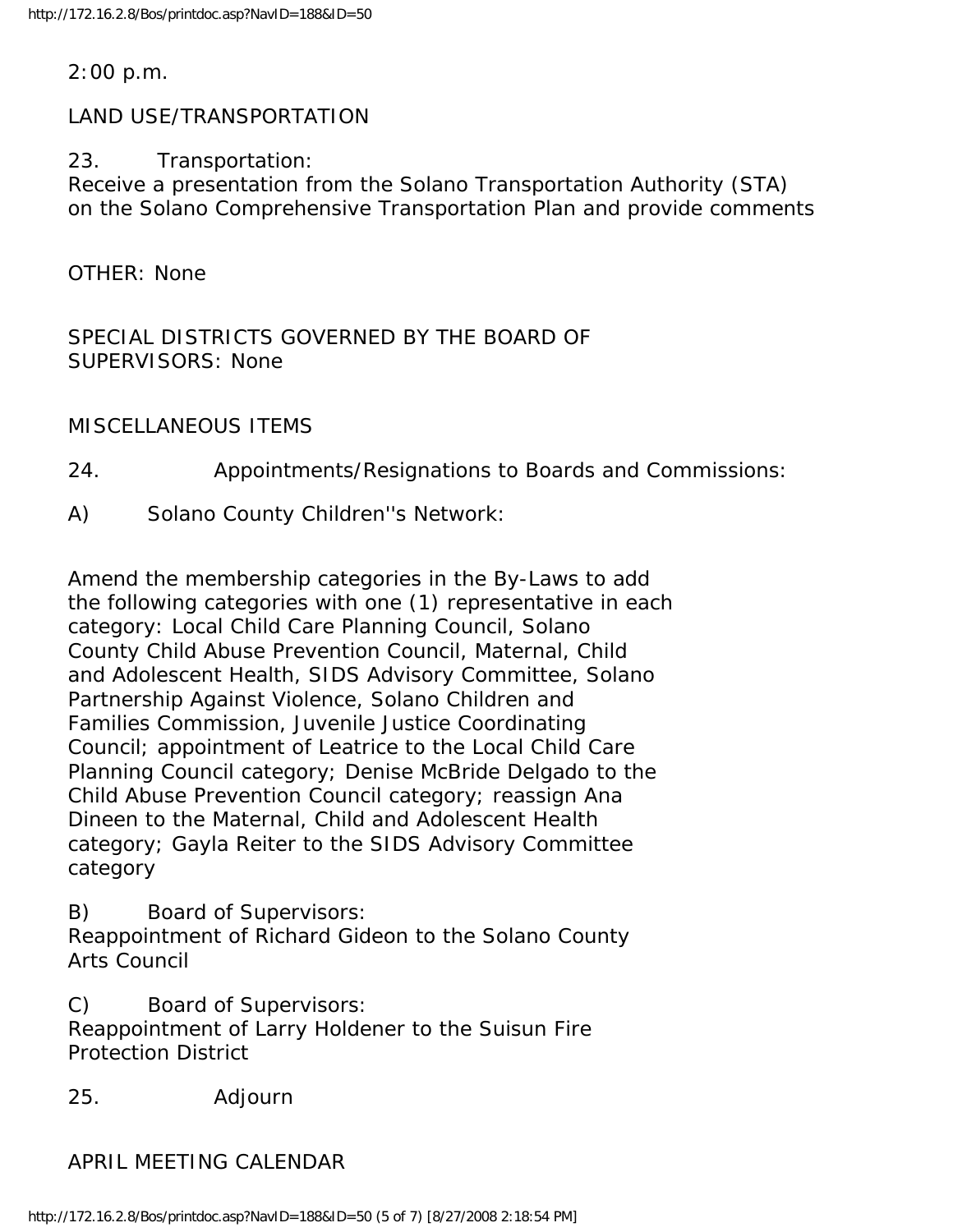2:00 p.m.

LAND USE/TRANSPORTATION

23. Transportation:
Receive a presentation from the Solano Transportation Authority (STA) on the Solano Comprehensive Transportation Plan and provide comments

OTHER: None

SPECIAL DISTRICTS GOVERNED BY THE BOARD OF SUPERVISORS: None

MISCELLANEOUS ITEMS

24. Appointments/Resignations to Boards and Commissions:

A) Solano County Children''s Network:

Amend the membership categories in the By-Laws to add the following categories with one (1) representative in each category: Local Child Care Planning Council, Solano County Child Abuse Prevention Council, Maternal, Child and Adolescent Health, SIDS Advisory Committee, Solano Partnership Against Violence, Solano Children and Families Commission, Juvenile Justice Coordinating Council; appointment of Leatrice to the Local Child Care Planning Council category; Denise McBride Delgado to the Child Abuse Prevention Council category; reassign Ana Dineen to the Maternal, Child and Adolescent Health category; Gayla Reiter to the SIDS Advisory Committee category

B) Board of Supervisors:
Reappointment of Richard Gideon to the Solano County Arts Council

C) Board of Supervisors:
Reappointment of Larry Holdener to the Suisun Fire Protection District

25. Adjourn

APRIL MEETING CALENDAR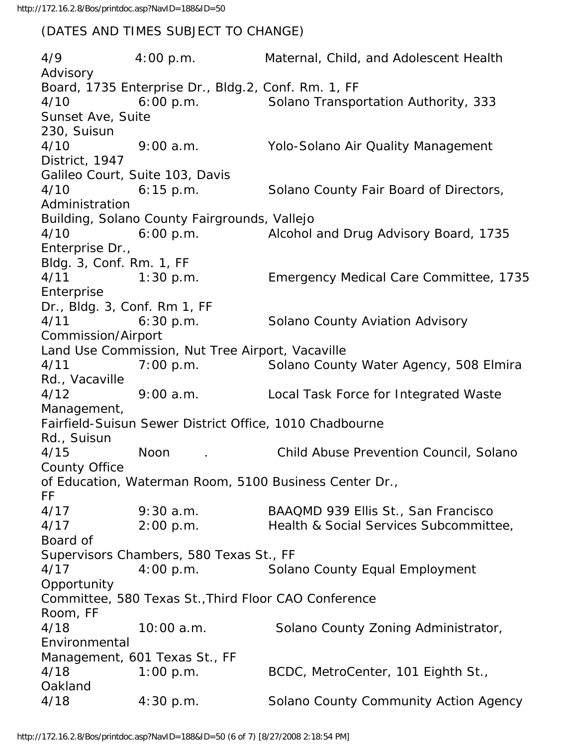(DATES AND TIMES SUBJECT TO CHANGE)

4/9 4:00 p.m. Maternal, Child, and Adolescent Health Advisory Board, 1735 Enterprise Dr., Bldg.2, Conf. Rm. 1, FF

4/10 6:00 p.m. Solano Transportation Authority, 333 Sunset Ave, Suite 230, Suisun

4/10 9:00 a.m. Yolo-Solano Air Quality Management District, 1947 Galileo Court, Suite 103, Davis

4/10 6:15 p.m. Solano County Fair Board of Directors, Administration Building, Solano County Fairgrounds, Vallejo

4/10 6:00 p.m. Alcohol and Drug Advisory Board, 1735 Enterprise Dr., Bldg. 3, Conf. Rm. 1, FF

4/11 1:30 p.m. Emergency Medical Care Committee, 1735 Enterprise Dr., Bldg. 3, Conf. Rm 1, FF

4/11 6:30 p.m. Solano County Aviation Advisory Commission/Airport Land Use Commission, Nut Tree Airport, Vacaville

4/11 7:00 p.m. Solano County Water Agency, 508 Elmira Rd., Vacaville

4/12 9:00 a.m. Local Task Force for Integrated Waste Management, Fairfield-Suisun Sewer District Office, 1010 Chadbourne Rd., Suisun

4/15 Noon . Child Abuse Prevention Council, Solano County Office of Education, Waterman Room, 5100 Business Center Dr., FF

4/17 9:30 a.m. BAAQMD 939 Ellis St., San Francisco

4/17 2:00 p.m. Health & Social Services Subcommittee, Board of Supervisors Chambers, 580 Texas St., FF

4/17 4:00 p.m. Solano County Equal Employment Opportunity Committee, 580 Texas St.,Third Floor CAO Conference Room, FF

4/18 10:00 a.m. Solano County Zoning Administrator, Environmental Management, 601 Texas St., FF

4/18 1:00 p.m. BCDC, MetroCenter, 101 Eighth St., Oakland

4/18 4:30 p.m. Solano County Community Action Agency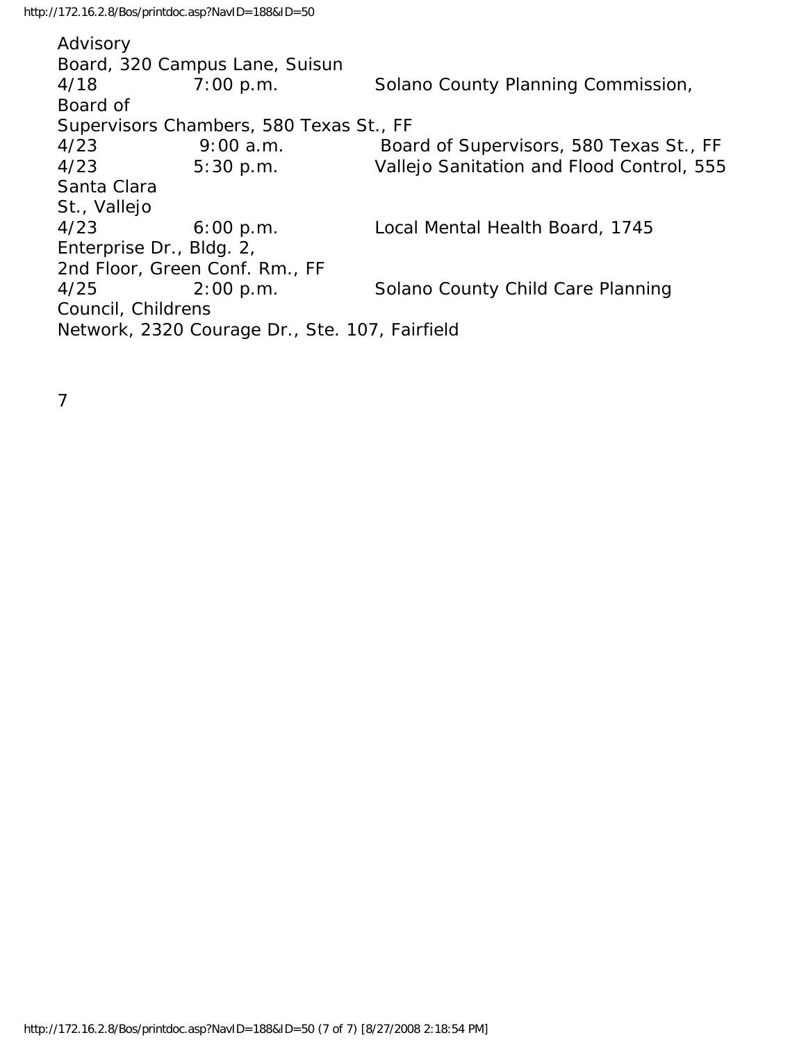Advisory
Board, 320 Campus Lane, Suisun

4/18 7:00 p.m. Solano County Planning Commission, Board of Supervisors Chambers, 580 Texas St., FF

4/23 9:00 a.m. Board of Supervisors, 580 Texas St., FF

4/23 5:30 p.m. Vallejo Sanitation and Flood Control, 555 Santa Clara St., Vallejo

4/23 6:00 p.m. Local Mental Health Board, 1745 Enterprise Dr., Bldg. 2, 2nd Floor, Green Conf. Rm., FF

4/25 2:00 p.m. Solano County Child Care Planning Council, Childrens Network, 2320 Courage Dr., Ste. 107, Fairfield